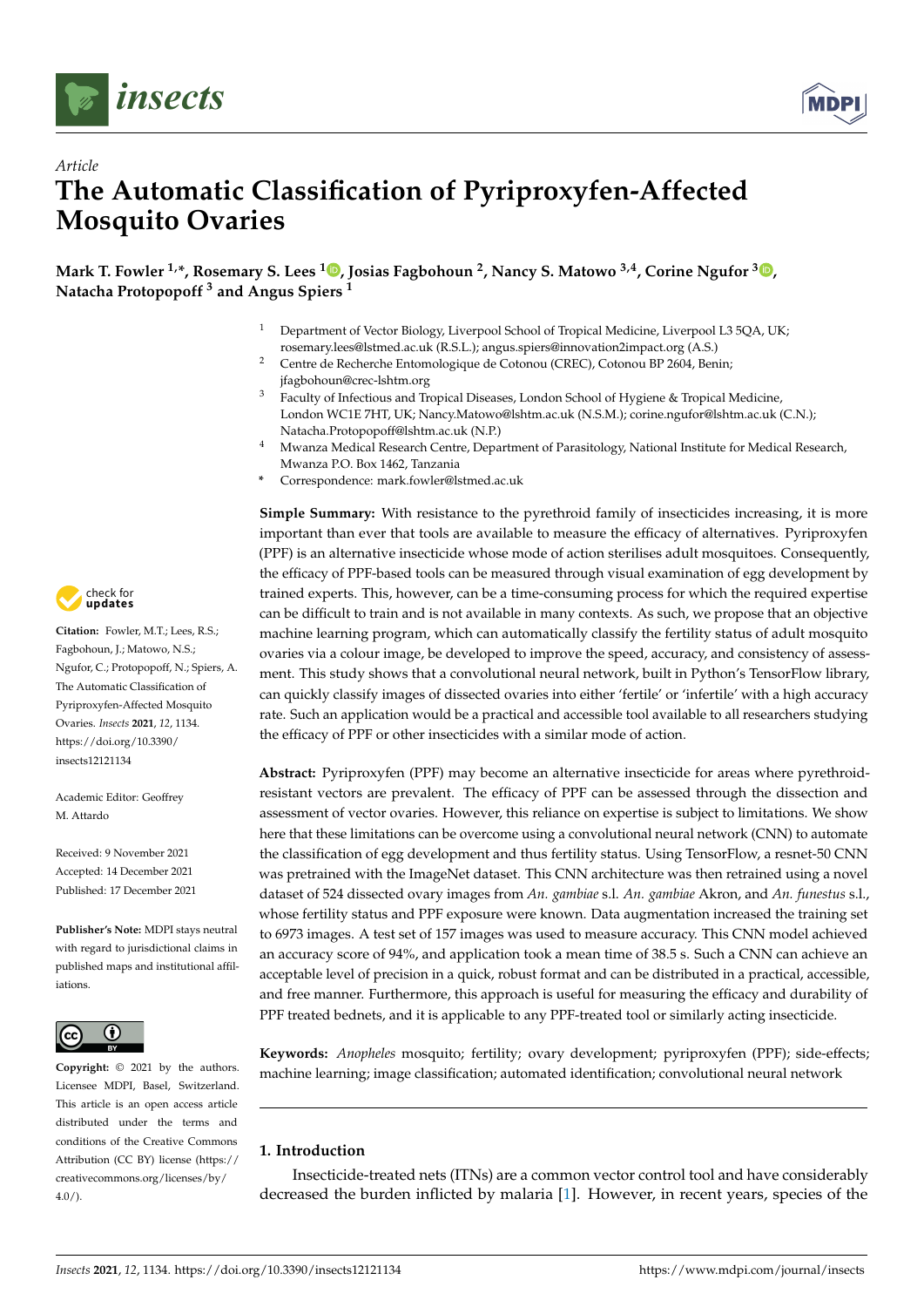*Article*

# The Automatic Classification of Pyriproxyfen-Affected Mosquito Ovaries

**Mark T. Fowler [1,*], Rosemary S. Lees [1], Josias Fagbohoun [2], Nancy S. Matowo [3,4], Corine Ngufor [3], Natacha Protopopoff [3] and Angus Spiers [1]**

[1] Department of Vector Biology, Liverpool School of Tropical Medicine, Liverpool L3 5QA, UK; rosemary.lees@lstmed.ac.uk (R.S.L.); angus.spiers@innovation2impact.org (A.S.)

[2] Centre de Recherche Entomologique de Cotonou (CREC), Cotonou BP 2604, Benin; jfagbohoun@crec-lshtm.org

[3] Faculty of Infectious and Tropical Diseases, London School of Hygiene & Tropical Medicine, London WC1E 7HT, UK; Nancy.Matowo@lshtm.ac.uk (N.S.M.); corine.ngufor@lshtm.ac.uk (C.N.); Natacha.Protopopoff@lshtm.ac.uk (N.P.)

[4] Mwanza Medical Research Centre, Department of Parasitology, National Institute for Medical Research, Mwanza P.O. Box 1462, Tanzania

* Correspondence: mark.fowler@lstmed.ac.uk

**Citation:** Fowler, M.T.; Lees, R.S.; Fagbohoun, J.; Matowo, N.S.; Ngufor, C.; Protopopoff, N.; Spiers, A. The Automatic Classification of Pyriproxyfen-Affected Mosquito Ovaries. *Insects* **2021**, *12*, 1134. https://doi.org/10.3390/insects12121134

Academic Editor: Geoffrey M. Attardo

Received: 9 November 2021
Accepted: 14 December 2021
Published: 17 December 2021

**Publisher's Note:** MDPI stays neutral with regard to jurisdictional claims in published maps and institutional affiliations.

**Copyright:** © 2021 by the authors. Licensee MDPI, Basel, Switzerland. This article is an open access article distributed under the terms and conditions of the Creative Commons Attribution (CC BY) license (https://creativecommons.org/licenses/by/4.0/).

**Simple Summary:** With resistance to the pyrethroid family of insecticides increasing, it is more important than ever that tools are available to measure the efficacy of alternatives. Pyriproxyfen (PPF) is an alternative insecticide whose mode of action sterilises adult mosquitoes. Consequently, the efficacy of PPF-based tools can be measured through visual examination of egg development by trained experts. This, however, can be a time-consuming process for which the required expertise can be difficult to train and is not available in many contexts. As such, we propose that an objective machine learning program, which can automatically classify the fertility status of adult mosquito ovaries via a colour image, be developed to improve the speed, accuracy, and consistency of assessment. This study shows that a convolutional neural network, built in Python's TensorFlow library, can quickly classify images of dissected ovaries into either 'fertile' or 'infertile' with a high accuracy rate. Such an application would be a practical and accessible tool available to all researchers studying the efficacy of PPF or other insecticides with a similar mode of action.

**Abstract:** Pyriproxyfen (PPF) may become an alternative insecticide for areas where pyrethroid-resistant vectors are prevalent. The efficacy of PPF can be assessed through the dissection and assessment of vector ovaries. However, this reliance on expertise is subject to limitations. We show here that these limitations can be overcome using a convolutional neural network (CNN) to automate the classification of egg development and thus fertility status. Using TensorFlow, a resnet-50 CNN was pretrained with the ImageNet dataset. This CNN architecture was then retrained using a novel dataset of 524 dissected ovary images from *An. gambiae* s.l. *An. gambiae* Akron, and *An. funestus* s.l., whose fertility status and PPF exposure were known. Data augmentation increased the training set to 6973 images. A test set of 157 images was used to measure accuracy. This CNN model achieved an accuracy score of 94%, and application took a mean time of 38.5 s. Such a CNN can achieve an acceptable level of precision in a quick, robust format and can be distributed in a practical, accessible, and free manner. Furthermore, this approach is useful for measuring the efficacy and durability of PPF treated bednets, and it is applicable to any PPF-treated tool or similarly acting insecticide.

**Keywords:** *Anopheles* mosquito; fertility; ovary development; pyriproxyfen (PPF); side-effects; machine learning; image classification; automated identification; convolutional neural network

## 1. Introduction

Insecticide-treated nets (ITNs) are a common vector control tool and have considerably decreased the burden inflicted by malaria [1]. However, in recent years, species of the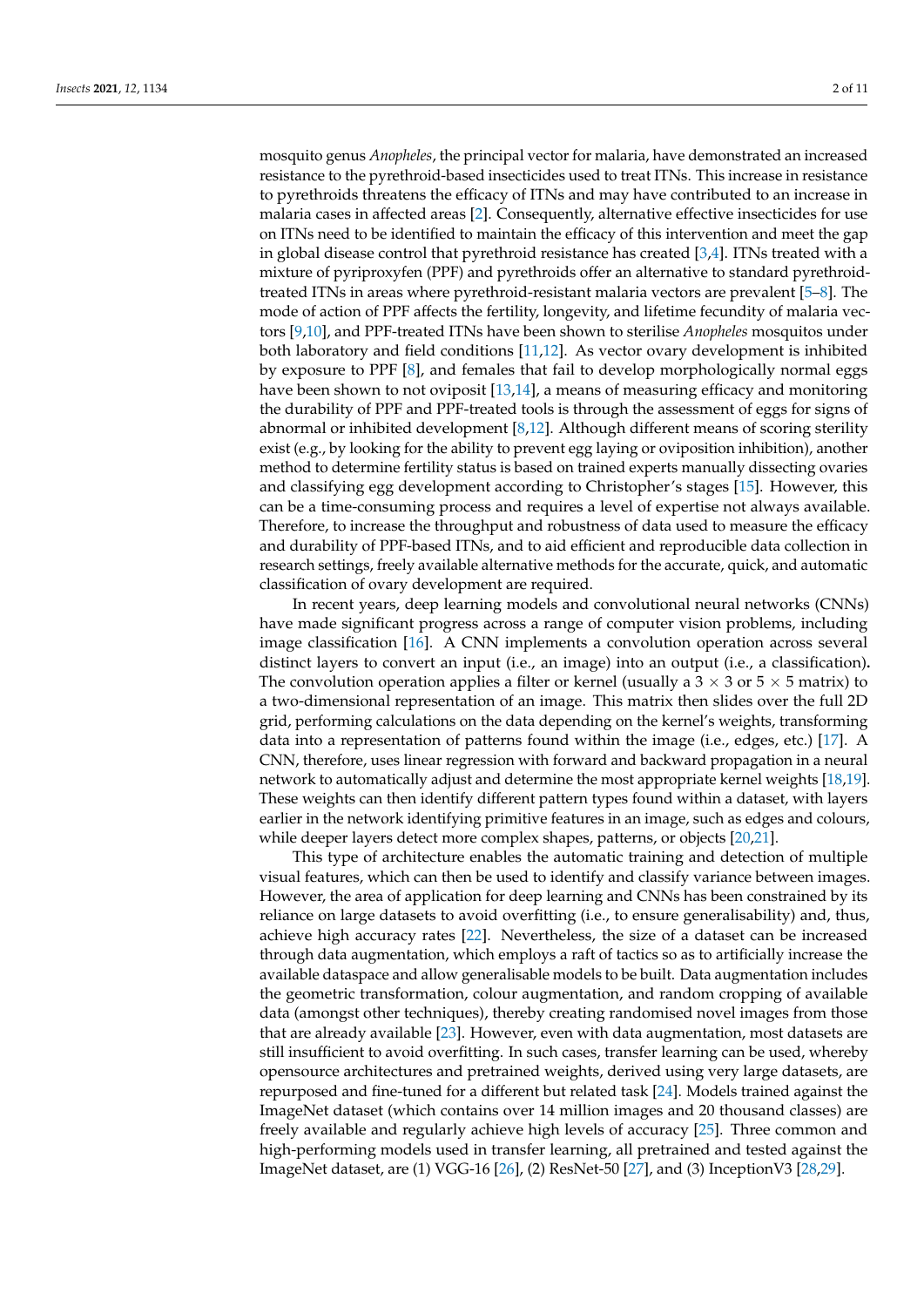mosquito genus *Anopheles*, the principal vector for malaria, have demonstrated an increased resistance to the pyrethroid-based insecticides used to treat ITNs. This increase in resistance to pyrethroids threatens the efficacy of ITNs and may have contributed to an increase in malaria cases in affected areas [2]. Consequently, alternative effective insecticides for use on ITNs need to be identified to maintain the efficacy of this intervention and meet the gap in global disease control that pyrethroid resistance has created [3,4]. ITNs treated with a mixture of pyriproxyfen (PPF) and pyrethroids offer an alternative to standard pyrethroid-treated ITNs in areas where pyrethroid-resistant malaria vectors are prevalent [5–8]. The mode of action of PPF affects the fertility, longevity, and lifetime fecundity of malaria vectors [9,10], and PPF-treated ITNs have been shown to sterilise *Anopheles* mosquitos under both laboratory and field conditions [11,12]. As vector ovary development is inhibited by exposure to PPF [8], and females that fail to develop morphologically normal eggs have been shown to not oviposit [13,14], a means of measuring efficacy and monitoring the durability of PPF and PPF-treated tools is through the assessment of eggs for signs of abnormal or inhibited development [8,12]. Although different means of scoring sterility exist (e.g., by looking for the ability to prevent egg laying or oviposition inhibition), another method to determine fertility status is based on trained experts manually dissecting ovaries and classifying egg development according to Christopher's stages [15]. However, this can be a time-consuming process and requires a level of expertise not always available. Therefore, to increase the throughput and robustness of data used to measure the efficacy and durability of PPF-based ITNs, and to aid efficient and reproducible data collection in research settings, freely available alternative methods for the accurate, quick, and automatic classification of ovary development are required.

In recent years, deep learning models and convolutional neural networks (CNNs) have made significant progress across a range of computer vision problems, including image classification [16]. A CNN implements a convolution operation across several distinct layers to convert an input (i.e., an image) into an output (i.e., a classification). The convolution operation applies a filter or kernel (usually a $3 \times 3$ or $5 \times 5$ matrix) to a two-dimensional representation of an image. This matrix then slides over the full 2D grid, performing calculations on the data depending on the kernel's weights, transforming data into a representation of patterns found within the image (i.e., edges, etc.) [17]. A CNN, therefore, uses linear regression with forward and backward propagation in a neural network to automatically adjust and determine the most appropriate kernel weights [18,19]. These weights can then identify different pattern types found within a dataset, with layers earlier in the network identifying primitive features in an image, such as edges and colours, while deeper layers detect more complex shapes, patterns, or objects [20,21].

This type of architecture enables the automatic training and detection of multiple visual features, which can then be used to identify and classify variance between images. However, the area of application for deep learning and CNNs has been constrained by its reliance on large datasets to avoid overfitting (i.e., to ensure generalisability) and, thus, achieve high accuracy rates [22]. Nevertheless, the size of a dataset can be increased through data augmentation, which employs a raft of tactics so as to artificially increase the available dataspace and allow generalisable models to be built. Data augmentation includes the geometric transformation, colour augmentation, and random cropping of available data (amongst other techniques), thereby creating randomised novel images from those that are already available [23]. However, even with data augmentation, most datasets are still insufficient to avoid overfitting. In such cases, transfer learning can be used, whereby opensource architectures and pretrained weights, derived using very large datasets, are repurposed and fine-tuned for a different but related task [24]. Models trained against the ImageNet dataset (which contains over 14 million images and 20 thousand classes) are freely available and regularly achieve high levels of accuracy [25]. Three common and high-performing models used in transfer learning, all pretrained and tested against the ImageNet dataset, are (1) VGG-16 [26], (2) ResNet-50 [27], and (3) InceptionV3 [28,29].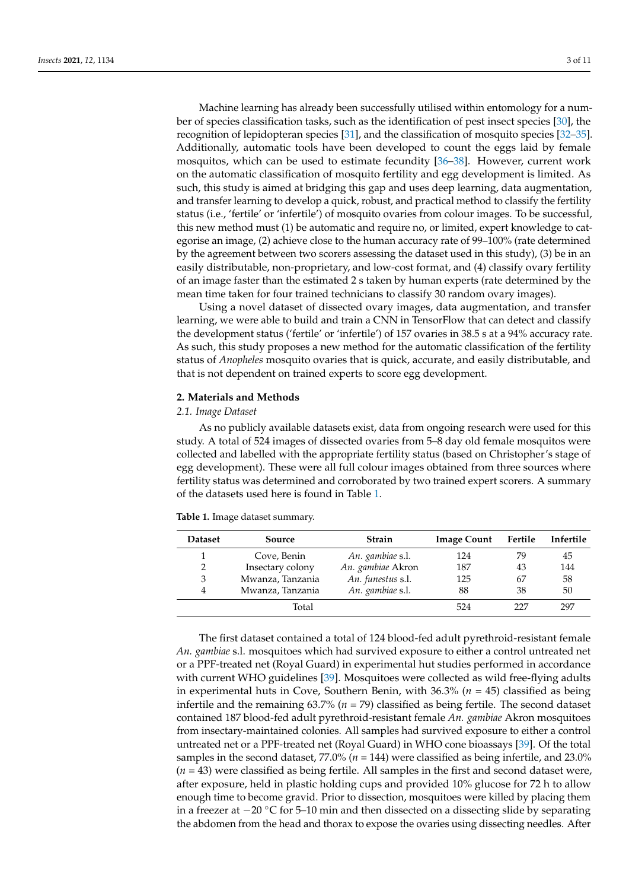Machine learning has already been successfully utilised within entomology for a number of species classification tasks, such as the identification of pest insect species [30], the recognition of lepidopteran species [31], and the classification of mosquito species [32–35]. Additionally, automatic tools have been developed to count the eggs laid by female mosquitos, which can be used to estimate fecundity [36–38]. However, current work on the automatic classification of mosquito fertility and egg development is limited. As such, this study is aimed at bridging this gap and uses deep learning, data augmentation, and transfer learning to develop a quick, robust, and practical method to classify the fertility status (i.e., 'fertile' or 'infertile') of mosquito ovaries from colour images. To be successful, this new method must (1) be automatic and require no, or limited, expert knowledge to categorise an image, (2) achieve close to the human accuracy rate of 99–100% (rate determined by the agreement between two scorers assessing the dataset used in this study), (3) be in an easily distributable, non-proprietary, and low-cost format, and (4) classify ovary fertility of an image faster than the estimated 2 s taken by human experts (rate determined by the mean time taken for four trained technicians to classify 30 random ovary images).

Using a novel dataset of dissected ovary images, data augmentation, and transfer learning, we were able to build and train a CNN in TensorFlow that can detect and classify the development status ('fertile' or 'infertile') of 157 ovaries in 38.5 s at a 94% accuracy rate. As such, this study proposes a new method for the automatic classification of the fertility status of *Anopheles* mosquito ovaries that is quick, accurate, and easily distributable, and that is not dependent on trained experts to score egg development.

## 2. Materials and Methods

### 2.1. Image Dataset

As no publicly available datasets exist, data from ongoing research were used for this study. A total of 524 images of dissected ovaries from 5–8 day old female mosquitos were collected and labelled with the appropriate fertility status (based on Christopher's stage of egg development). These were all full colour images obtained from three sources where fertility status was determined and corroborated by two trained expert scorers. A summary of the datasets used here is found in Table 1.

**Table 1.** Image dataset summary.

| Dataset | Source | Strain | Image Count | Fertile | Infertile |
|---|---|---|---|---|---|
| 1 | Cove, Benin | *An. gambiae* s.l. | 124 | 79 | 45 |
| 2 | Insectary colony | *An. gambiae* Akron | 187 | 43 | 144 |
| 3 | Mwanza, Tanzania | *An. funestus* s.l. | 125 | 67 | 58 |
| 4 | Mwanza, Tanzania | *An. gambiae* s.l. | 88 | 38 | 50 |
| | Total | | 524 | 227 | 297 |

The first dataset contained a total of 124 blood-fed adult pyrethroid-resistant female *An. gambiae* s.l. mosquitoes which had survived exposure to either a control untreated net or a PPF-treated net (Royal Guard) in experimental hut studies performed in accordance with current WHO guidelines [39]. Mosquitoes were collected as wild free-flying adults in experimental huts in Cove, Southern Benin, with 36.3% ($n = 45$) classified as being infertile and the remaining 63.7% ($n = 79$) classified as being fertile. The second dataset contained 187 blood-fed adult pyrethroid-resistant female *An. gambiae* Akron mosquitoes from insectary-maintained colonies. All samples had survived exposure to either a control untreated net or a PPF-treated net (Royal Guard) in WHO cone bioassays [39]. Of the total samples in the second dataset, 77.0% ($n = 144$) were classified as being infertile, and 23.0% ($n = 43$) were classified as being fertile. All samples in the first and second dataset were, after exposure, held in plastic holding cups and provided 10% glucose for 72 h to allow enough time to become gravid. Prior to dissection, mosquitoes were killed by placing them in a freezer at −20 °C for 5–10 min and then dissected on a dissecting slide by separating the abdomen from the head and thorax to expose the ovaries using dissecting needles. After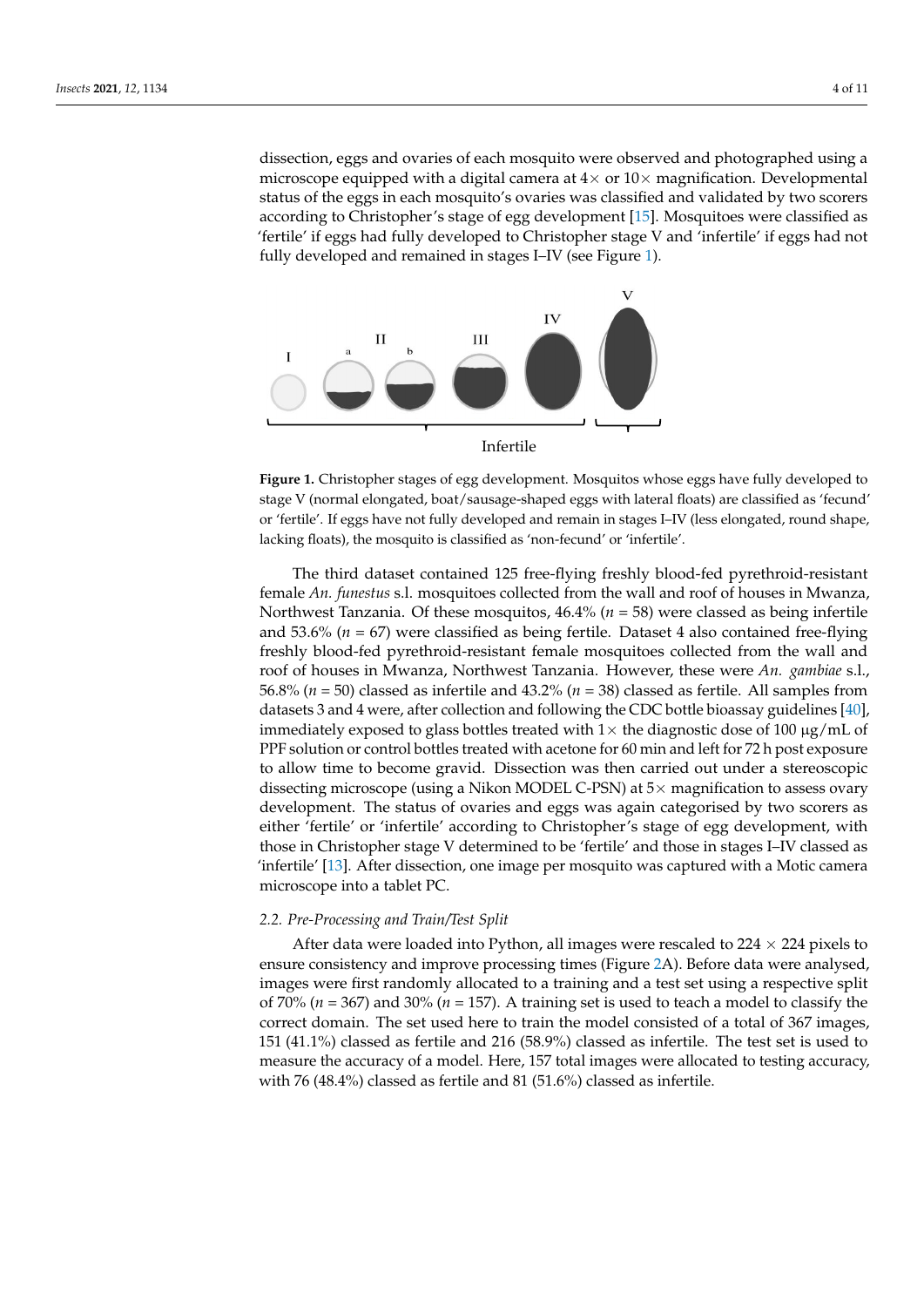dissection, eggs and ovaries of each mosquito were observed and photographed using a microscope equipped with a digital camera at 4× or 10× magnification. Developmental status of the eggs in each mosquito's ovaries was classified and validated by two scorers according to Christopher's stage of egg development [15]. Mosquitoes were classified as 'fertile' if eggs had fully developed to Christopher stage V and 'infertile' if eggs had not fully developed and remained in stages I–IV (see Figure 1).

**Figure 1.** Christopher stages of egg development. Mosquitos whose eggs have fully developed to stage V (normal elongated, boat/sausage-shaped eggs with lateral floats) are classified as 'fecund' or 'fertile'. If eggs have not fully developed and remain in stages I–IV (less elongated, round shape, lacking floats), the mosquito is classified as 'non-fecund' or 'infertile'.

The third dataset contained 125 free-flying freshly blood-fed pyrethroid-resistant female *An. funestus* s.l. mosquitoes collected from the wall and roof of houses in Mwanza, Northwest Tanzania. Of these mosquitos, 46.4% ($n$ = 58) were classed as being infertile and 53.6% ($n$ = 67) were classified as being fertile. Dataset 4 also contained free-flying freshly blood-fed pyrethroid-resistant female mosquitoes collected from the wall and roof of houses in Mwanza, Northwest Tanzania. However, these were *An. gambiae* s.l., 56.8% ($n$ = 50) classed as infertile and 43.2% ($n$ = 38) classed as fertile. All samples from datasets 3 and 4 were, after collection and following the CDC bottle bioassay guidelines [40], immediately exposed to glass bottles treated with 1× the diagnostic dose of 100 µg/mL of PPF solution or control bottles treated with acetone for 60 min and left for 72 h post exposure to allow time to become gravid. Dissection was then carried out under a stereoscopic dissecting microscope (using a Nikon MODEL C-PSN) at 5× magnification to assess ovary development. The status of ovaries and eggs was again categorised by two scorers as either 'fertile' or 'infertile' according to Christopher's stage of egg development, with those in Christopher stage V determined to be 'fertile' and those in stages I–IV classed as 'infertile' [13]. After dissection, one image per mosquito was captured with a Motic camera microscope into a tablet PC.

### 2.2. Pre-Processing and Train/Test Split

After data were loaded into Python, all images were rescaled to 224 × 224 pixels to ensure consistency and improve processing times (Figure 2A). Before data were analysed, images were first randomly allocated to a training and a test set using a respective split of 70% ($n$ = 367) and 30% ($n$ = 157). A training set is used to teach a model to classify the correct domain. The set used here to train the model consisted of a total of 367 images, 151 (41.1%) classed as fertile and 216 (58.9%) classed as infertile. The test set is used to measure the accuracy of a model. Here, 157 total images were allocated to testing accuracy, with 76 (48.4%) classed as fertile and 81 (51.6%) classed as infertile.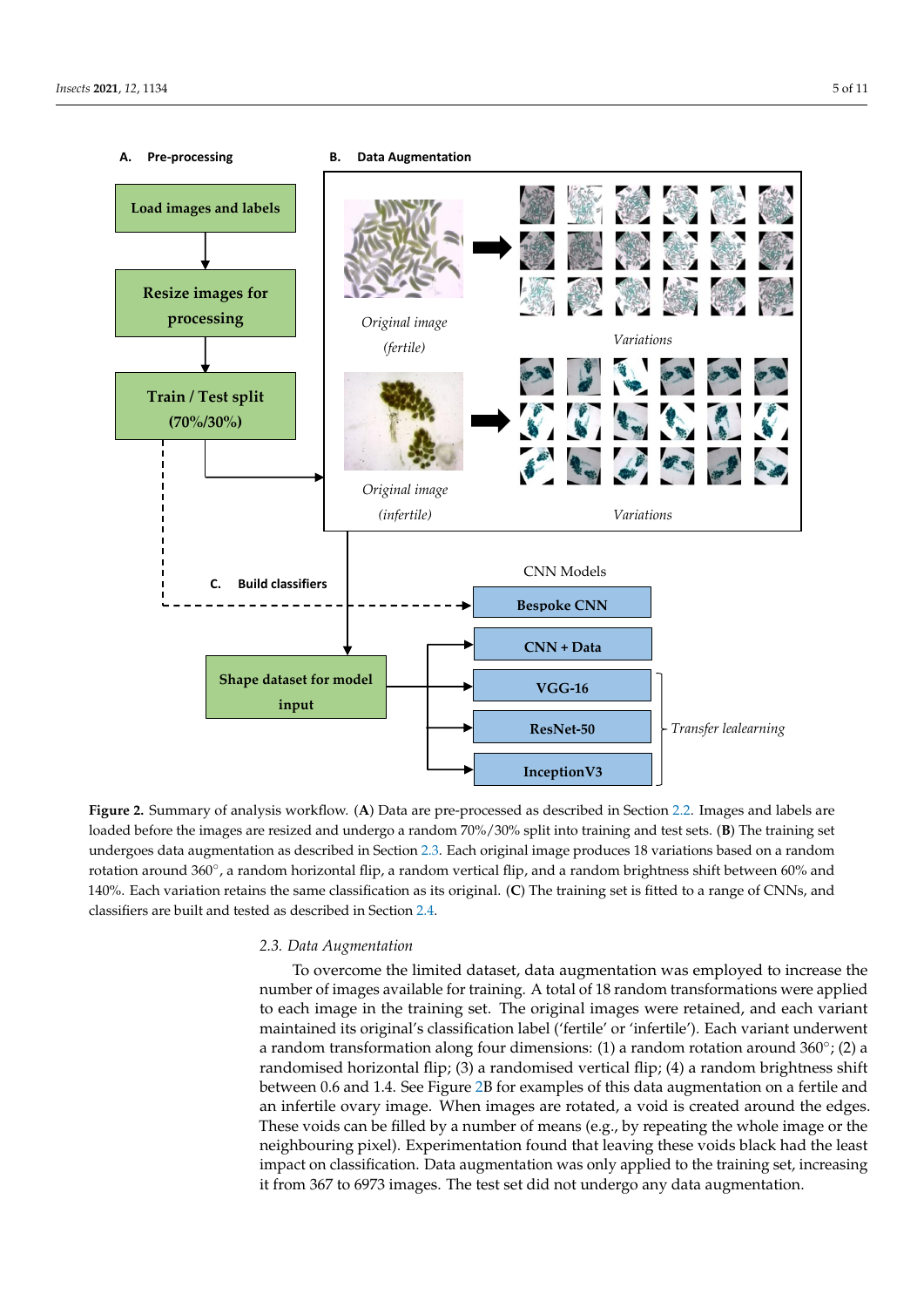**Figure 2.** Summary of analysis workflow. (**A**) Data are pre-processed as described in Section 2.2. Images and labels are loaded before the images are resized and undergo a random 70%/30% split into training and test sets. (**B**) The training set undergoes data augmentation as described in Section 2.3. Each original image produces 18 variations based on a random rotation around 360°, a random horizontal flip, a random vertical flip, and a random brightness shift between 60% and 140%. Each variation retains the same classification as its original. (**C**) The training set is fitted to a range of CNNs, and classifiers are built and tested as described in Section 2.4.

### 2.3. Data Augmentation

To overcome the limited dataset, data augmentation was employed to increase the number of images available for training. A total of 18 random transformations were applied to each image in the training set. The original images were retained, and each variant maintained its original's classification label ('fertile' or 'infertile'). Each variant underwent a random transformation along four dimensions: (1) a random rotation around 360°; (2) a randomised horizontal flip; (3) a randomised vertical flip; (4) a random brightness shift between 0.6 and 1.4. See Figure 2B for examples of this data augmentation on a fertile and an infertile ovary image. When images are rotated, a void is created around the edges. These voids can be filled by a number of means (e.g., by repeating the whole image or the neighbouring pixel). Experimentation found that leaving these voids black had the least impact on classification. Data augmentation was only applied to the training set, increasing it from 367 to 6973 images. The test set did not undergo any data augmentation.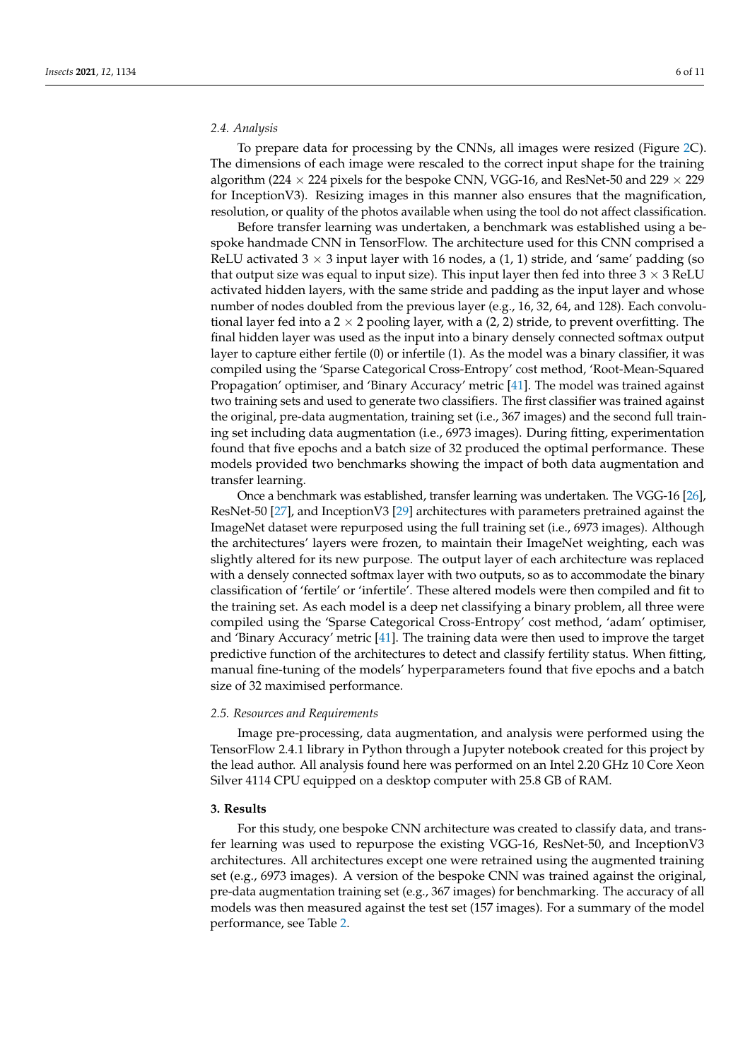### 2.4. Analysis

To prepare data for processing by the CNNs, all images were resized (Figure 2C). The dimensions of each image were rescaled to the correct input shape for the training algorithm (224 × 224 pixels for the bespoke CNN, VGG-16, and ResNet-50 and 229 × 229 for InceptionV3). Resizing images in this manner also ensures that the magnification, resolution, or quality of the photos available when using the tool do not affect classification.

Before transfer learning was undertaken, a benchmark was established using a bespoke handmade CNN in TensorFlow. The architecture used for this CNN comprised a ReLU activated 3 × 3 input layer with 16 nodes, a (1, 1) stride, and 'same' padding (so that output size was equal to input size). This input layer then fed into three 3 × 3 ReLU activated hidden layers, with the same stride and padding as the input layer and whose number of nodes doubled from the previous layer (e.g., 16, 32, 64, and 128). Each convolutional layer fed into a 2 × 2 pooling layer, with a (2, 2) stride, to prevent overfitting. The final hidden layer was used as the input into a binary densely connected softmax output layer to capture either fertile (0) or infertile (1). As the model was a binary classifier, it was compiled using the 'Sparse Categorical Cross-Entropy' cost method, 'Root-Mean-Squared Propagation' optimiser, and 'Binary Accuracy' metric [41]. The model was trained against two training sets and used to generate two classifiers. The first classifier was trained against the original, pre-data augmentation, training set (i.e., 367 images) and the second full training set including data augmentation (i.e., 6973 images). During fitting, experimentation found that five epochs and a batch size of 32 produced the optimal performance. These models provided two benchmarks showing the impact of both data augmentation and transfer learning.

Once a benchmark was established, transfer learning was undertaken. The VGG-16 [26], ResNet-50 [27], and InceptionV3 [29] architectures with parameters pretrained against the ImageNet dataset were repurposed using the full training set (i.e., 6973 images). Although the architectures' layers were frozen, to maintain their ImageNet weighting, each was slightly altered for its new purpose. The output layer of each architecture was replaced with a densely connected softmax layer with two outputs, so as to accommodate the binary classification of 'fertile' or 'infertile'. These altered models were then compiled and fit to the training set. As each model is a deep net classifying a binary problem, all three were compiled using the 'Sparse Categorical Cross-Entropy' cost method, 'adam' optimiser, and 'Binary Accuracy' metric [41]. The training data were then used to improve the target predictive function of the architectures to detect and classify fertility status. When fitting, manual fine-tuning of the models' hyperparameters found that five epochs and a batch size of 32 maximised performance.

### 2.5. Resources and Requirements

Image pre-processing, data augmentation, and analysis were performed using the TensorFlow 2.4.1 library in Python through a Jupyter notebook created for this project by the lead author. All analysis found here was performed on an Intel 2.20 GHz 10 Core Xeon Silver 4114 CPU equipped on a desktop computer with 25.8 GB of RAM.

## 3. Results

For this study, one bespoke CNN architecture was created to classify data, and transfer learning was used to repurpose the existing VGG-16, ResNet-50, and InceptionV3 architectures. All architectures except one were retrained using the augmented training set (e.g., 6973 images). A version of the bespoke CNN was trained against the original, pre-data augmentation training set (e.g., 367 images) for benchmarking. The accuracy of all models was then measured against the test set (157 images). For a summary of the model performance, see Table 2.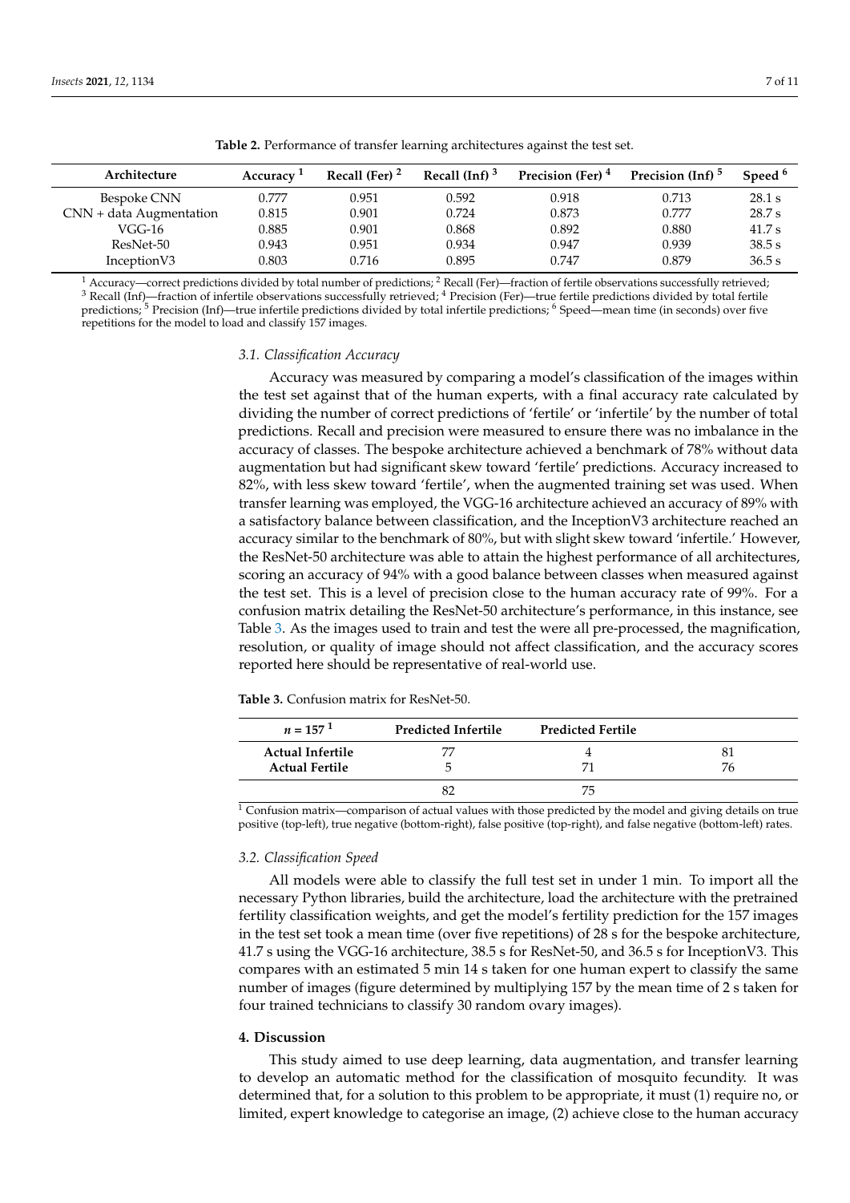**Table 2.** Performance of transfer learning architectures against the test set.

| Architecture | Accuracy [1] | Recall (Fer) [2] | Recall (Inf) [3] | Precision (Fer) [4] | Precision (Inf) [5] | Speed [6] |
|---|---|---|---|---|---|---|
| Bespoke CNN | 0.777 | 0.951 | 0.592 | 0.918 | 0.713 | 28.1 s |
| CNN + data Augmentation | 0.815 | 0.901 | 0.724 | 0.873 | 0.777 | 28.7 s |
| VGG-16 | 0.885 | 0.901 | 0.868 | 0.892 | 0.880 | 41.7 s |
| ResNet-50 | 0.943 | 0.951 | 0.934 | 0.947 | 0.939 | 38.5 s |
| InceptionV3 | 0.803 | 0.716 | 0.895 | 0.747 | 0.879 | 36.5 s |

[1] Accuracy—correct predictions divided by total number of predictions; [2] Recall (Fer)—fraction of fertile observations successfully retrieved; [3] Recall (Inf)—fraction of infertile observations successfully retrieved; [4] Precision (Fer)—true fertile predictions divided by total fertile predictions; [5] Precision (Inf)—true infertile predictions divided by total infertile predictions; [6] Speed—mean time (in seconds) over five repetitions for the model to load and classify 157 images.

### 3.1. Classification Accuracy

Accuracy was measured by comparing a model's classification of the images within the test set against that of the human experts, with a final accuracy rate calculated by dividing the number of correct predictions of 'fertile' or 'infertile' by the number of total predictions. Recall and precision were measured to ensure there was no imbalance in the accuracy of classes. The bespoke architecture achieved a benchmark of 78% without data augmentation but had significant skew toward 'fertile' predictions. Accuracy increased to 82%, with less skew toward 'fertile', when the augmented training set was used. When transfer learning was employed, the VGG-16 architecture achieved an accuracy of 89% with a satisfactory balance between classification, and the InceptionV3 architecture reached an accuracy similar to the benchmark of 80%, but with slight skew toward 'infertile.' However, the ResNet-50 architecture was able to attain the highest performance of all architectures, scoring an accuracy of 94% with a good balance between classes when measured against the test set. This is a level of precision close to the human accuracy rate of 99%. For a confusion matrix detailing the ResNet-50 architecture's performance, in this instance, see Table 3. As the images used to train and test the were all pre-processed, the magnification, resolution, or quality of image should not affect classification, and the accuracy scores reported here should be representative of real-world use.

**Table 3.** Confusion matrix for ResNet-50.

| $n$ = 157 [1] | Predicted Infertile | Predicted Fertile | |
|---|---|---|---|
| **Actual Infertile** | 77 | 4 | 81 |
| **Actual Fertile** | 5 | 71 | 76 |
| | 82 | 75 | |

[1] Confusion matrix—comparison of actual values with those predicted by the model and giving details on true positive (top-left), true negative (bottom-right), false positive (top-right), and false negative (bottom-left) rates.

### 3.2. Classification Speed

All models were able to classify the full test set in under 1 min. To import all the necessary Python libraries, build the architecture, load the architecture with the pretrained fertility classification weights, and get the model's fertility prediction for the 157 images in the test set took a mean time (over five repetitions) of 28 s for the bespoke architecture, 41.7 s using the VGG-16 architecture, 38.5 s for ResNet-50, and 36.5 s for InceptionV3. This compares with an estimated 5 min 14 s taken for one human expert to classify the same number of images (figure determined by multiplying 157 by the mean time of 2 s taken for four trained technicians to classify 30 random ovary images).

## 4. Discussion

This study aimed to use deep learning, data augmentation, and transfer learning to develop an automatic method for the classification of mosquito fecundity. It was determined that, for a solution to this problem to be appropriate, it must (1) require no, or limited, expert knowledge to categorise an image, (2) achieve close to the human accuracy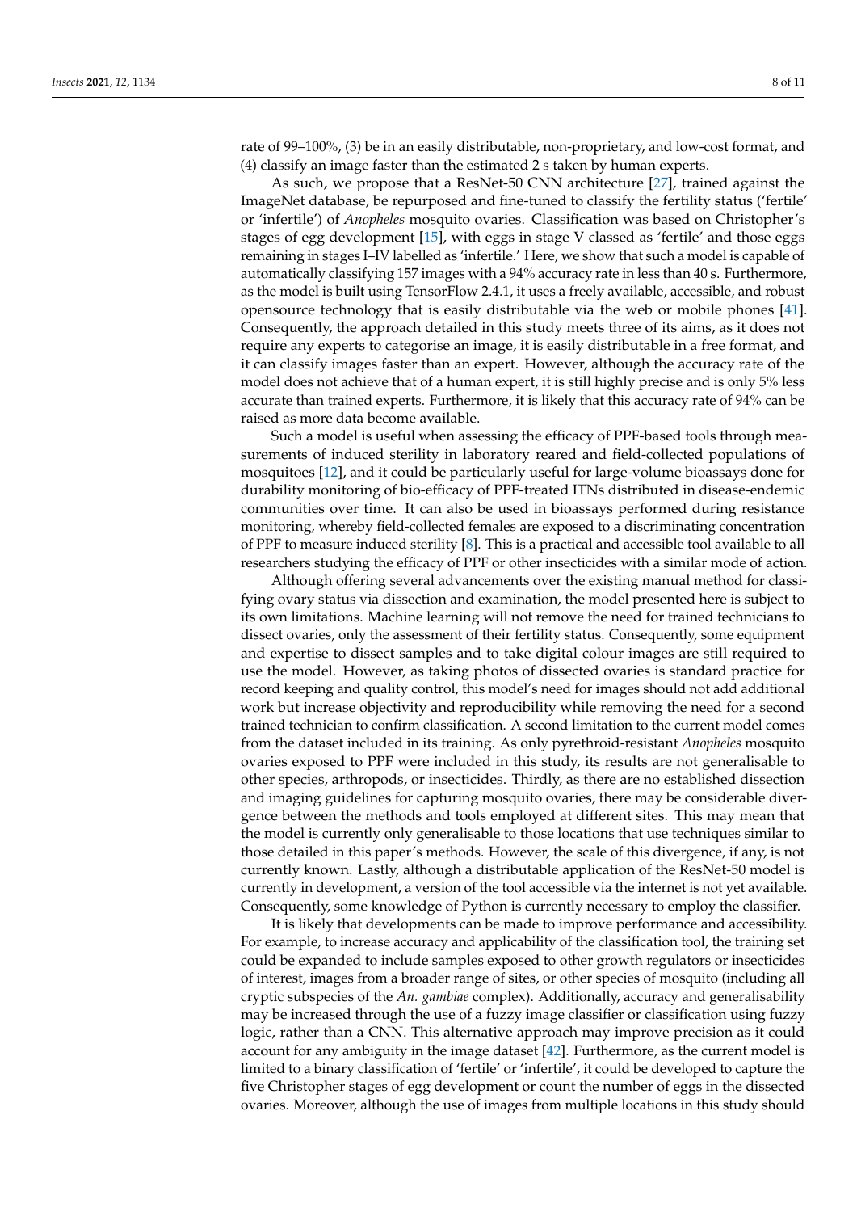rate of 99–100%, (3) be in an easily distributable, non-proprietary, and low-cost format, and (4) classify an image faster than the estimated 2 s taken by human experts.

As such, we propose that a ResNet-50 CNN architecture [27], trained against the ImageNet database, be repurposed and fine-tuned to classify the fertility status ('fertile' or 'infertile') of *Anopheles* mosquito ovaries. Classification was based on Christopher's stages of egg development [15], with eggs in stage V classed as 'fertile' and those eggs remaining in stages I–IV labelled as 'infertile.' Here, we show that such a model is capable of automatically classifying 157 images with a 94% accuracy rate in less than 40 s. Furthermore, as the model is built using TensorFlow 2.4.1, it uses a freely available, accessible, and robust opensource technology that is easily distributable via the web or mobile phones [41]. Consequently, the approach detailed in this study meets three of its aims, as it does not require any experts to categorise an image, it is easily distributable in a free format, and it can classify images faster than an expert. However, although the accuracy rate of the model does not achieve that of a human expert, it is still highly precise and is only 5% less accurate than trained experts. Furthermore, it is likely that this accuracy rate of 94% can be raised as more data become available.

Such a model is useful when assessing the efficacy of PPF-based tools through measurements of induced sterility in laboratory reared and field-collected populations of mosquitoes [12], and it could be particularly useful for large-volume bioassays done for durability monitoring of bio-efficacy of PPF-treated ITNs distributed in disease-endemic communities over time. It can also be used in bioassays performed during resistance monitoring, whereby field-collected females are exposed to a discriminating concentration of PPF to measure induced sterility [8]. This is a practical and accessible tool available to all researchers studying the efficacy of PPF or other insecticides with a similar mode of action.

Although offering several advancements over the existing manual method for classifying ovary status via dissection and examination, the model presented here is subject to its own limitations. Machine learning will not remove the need for trained technicians to dissect ovaries, only the assessment of their fertility status. Consequently, some equipment and expertise to dissect samples and to take digital colour images are still required to use the model. However, as taking photos of dissected ovaries is standard practice for record keeping and quality control, this model's need for images should not add additional work but increase objectivity and reproducibility while removing the need for a second trained technician to confirm classification. A second limitation to the current model comes from the dataset included in its training. As only pyrethroid-resistant *Anopheles* mosquito ovaries exposed to PPF were included in this study, its results are not generalisable to other species, arthropods, or insecticides. Thirdly, as there are no established dissection and imaging guidelines for capturing mosquito ovaries, there may be considerable divergence between the methods and tools employed at different sites. This may mean that the model is currently only generalisable to those locations that use techniques similar to those detailed in this paper's methods. However, the scale of this divergence, if any, is not currently known. Lastly, although a distributable application of the ResNet-50 model is currently in development, a version of the tool accessible via the internet is not yet available. Consequently, some knowledge of Python is currently necessary to employ the classifier.

It is likely that developments can be made to improve performance and accessibility. For example, to increase accuracy and applicability of the classification tool, the training set could be expanded to include samples exposed to other growth regulators or insecticides of interest, images from a broader range of sites, or other species of mosquito (including all cryptic subspecies of the *An. gambiae* complex). Additionally, accuracy and generalisability may be increased through the use of a fuzzy image classifier or classification using fuzzy logic, rather than a CNN. This alternative approach may improve precision as it could account for any ambiguity in the image dataset [42]. Furthermore, as the current model is limited to a binary classification of 'fertile' or 'infertile', it could be developed to capture the five Christopher stages of egg development or count the number of eggs in the dissected ovaries. Moreover, although the use of images from multiple locations in this study should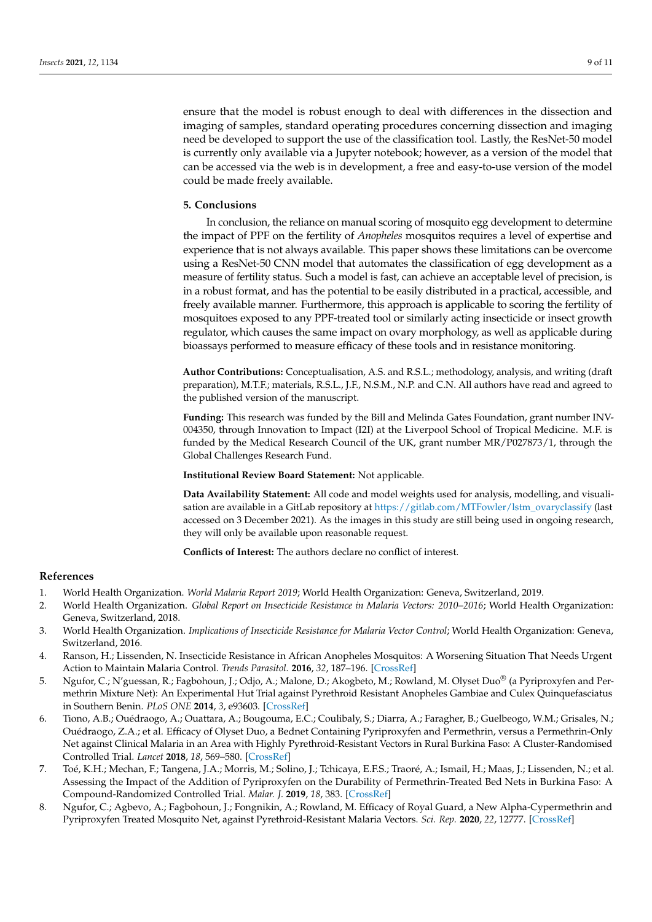ensure that the model is robust enough to deal with differences in the dissection and imaging of samples, standard operating procedures concerning dissection and imaging need be developed to support the use of the classification tool. Lastly, the ResNet-50 model is currently only available via a Jupyter notebook; however, as a version of the model that can be accessed via the web is in development, a free and easy-to-use version of the model could be made freely available.

## 5. Conclusions

In conclusion, the reliance on manual scoring of mosquito egg development to determine the impact of PPF on the fertility of *Anopheles* mosquitos requires a level of expertise and experience that is not always available. This paper shows these limitations can be overcome using a ResNet-50 CNN model that automates the classification of egg development as a measure of fertility status. Such a model is fast, can achieve an acceptable level of precision, is in a robust format, and has the potential to be easily distributed in a practical, accessible, and freely available manner. Furthermore, this approach is applicable to scoring the fertility of mosquitoes exposed to any PPF-treated tool or similarly acting insecticide or insect growth regulator, which causes the same impact on ovary morphology, as well as applicable during bioassays performed to measure efficacy of these tools and in resistance monitoring.

**Author Contributions:** Conceptualisation, A.S. and R.S.L.; methodology, analysis, and writing (draft preparation), M.T.F.; materials, R.S.L., J.F., N.S.M., N.P. and C.N. All authors have read and agreed to the published version of the manuscript.

**Funding:** This research was funded by the Bill and Melinda Gates Foundation, grant number INV-004350, through Innovation to Impact (I2I) at the Liverpool School of Tropical Medicine. M.F. is funded by the Medical Research Council of the UK, grant number MR/P027873/1, through the Global Challenges Research Fund.

**Institutional Review Board Statement:** Not applicable.

**Data Availability Statement:** All code and model weights used for analysis, modelling, and visualisation are available in a GitLab repository at https://gitlab.com/MTFowler/lstm_ovaryclassify (last accessed on 3 December 2021). As the images in this study are still being used in ongoing research, they will only be available upon reasonable request.

**Conflicts of Interest:** The authors declare no conflict of interest.

## References

1. World Health Organization. *World Malaria Report 2019*; World Health Organization: Geneva, Switzerland, 2019.
2. World Health Organization. *Global Report on Insecticide Resistance in Malaria Vectors: 2010–2016*; World Health Organization: Geneva, Switzerland, 2018.
3. World Health Organization. *Implications of Insecticide Resistance for Malaria Vector Control*; World Health Organization: Geneva, Switzerland, 2016.
4. Ranson, H.; Lissenden, N. Insecticide Resistance in African Anopheles Mosquitos: A Worsening Situation That Needs Urgent Action to Maintain Malaria Control. *Trends Parasitol.* **2016**, *32*, 187–196. [CrossRef]
5. Ngufor, C.; N'guessan, R.; Fagbohoun, J.; Odjo, A.; Malone, D.; Akogbeto, M.; Rowland, M. Olyset Duo® (a Pyriproxyfen and Permethrin Mixture Net): An Experimental Hut Trial against Pyrethroid Resistant Anopheles Gambiae and Culex Quinquefasciatus in Southern Benin. *PLoS ONE* **2014**, *3*, e93603. [CrossRef]
6. Tiono, A.B.; Ouédraogo, A.; Ouattara, A.; Bougouma, E.C.; Coulibaly, S.; Diarra, A.; Faragher, B.; Guelbeogo, W.M.; Grisales, N.; Ouédraogo, Z.A.; et al. Efficacy of Olyset Duo, a Bednet Containing Pyriproxyfen and Permethrin, versus a Permethrin-Only Net against Clinical Malaria in an Area with Highly Pyrethroid-Resistant Vectors in Rural Burkina Faso: A Cluster-Randomised Controlled Trial. *Lancet* **2018**, *18*, 569–580. [CrossRef]
7. Toé, K.H.; Mechan, F.; Tangena, J.A.; Morris, M.; Solino, J.; Tchicaya, E.F.S.; Traoré, A.; Ismail, H.; Maas, J.; Lissenden, N.; et al. Assessing the Impact of the Addition of Pyriproxyfen on the Durability of Permethrin-Treated Bed Nets in Burkina Faso: A Compound-Randomized Controlled Trial. *Malar. J.* **2019**, *18*, 383. [CrossRef]
8. Ngufor, C.; Agbevo, A.; Fagbohoun, J.; Fongnikin, A.; Rowland, M. Efficacy of Royal Guard, a New Alpha-Cypermethrin and Pyriproxyfen Treated Mosquito Net, against Pyrethroid-Resistant Malaria Vectors. *Sci. Rep.* **2020**, *22*, 12777. [CrossRef]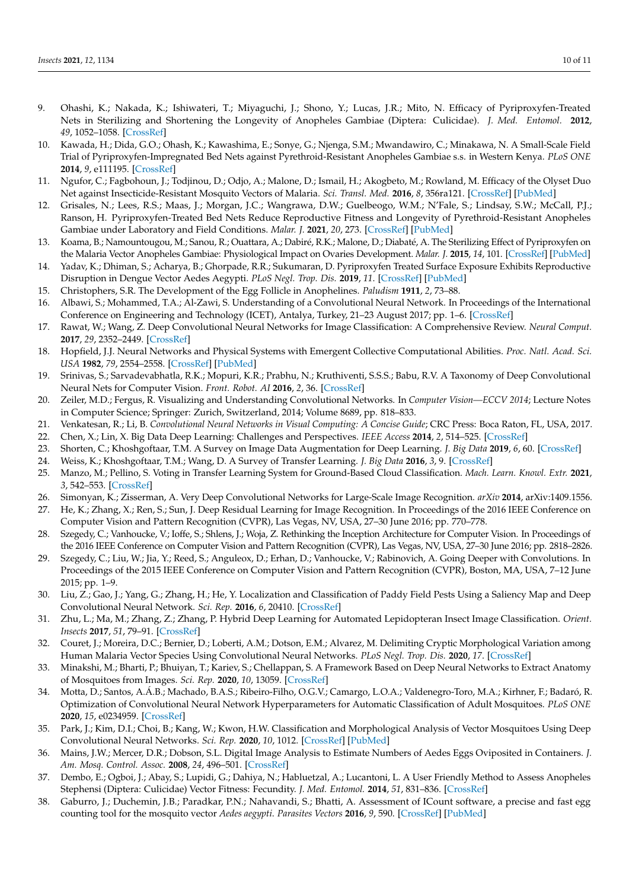9. Ohashi, K.; Nakada, K.; Ishiwateri, T.; Miyaguchi, J.; Shono, Y.; Lucas, J.R.; Mito, N. Efficacy of Pyriproxyfen-Treated Nets in Sterilizing and Shortening the Longevity of Anopheles Gambiae (Diptera: Culicidae). *J. Med. Entomol.* **2012**, *49*, 1052–1058. [CrossRef]
10. Kawada, H.; Dida, G.O.; Ohash, K.; Kawashima, E.; Sonye, G.; Njenga, S.M.; Mwandawiro, C.; Minakawa, N. A Small-Scale Field Trial of Pyriproxyfen-Impregnated Bed Nets against Pyrethroid-Resistant Anopheles Gambiae s.s. in Western Kenya. *PLoS ONE* **2014**, *9*, e111195. [CrossRef]
11. Ngufor, C.; Fagbohoun, J.; Todjinou, D.; Odjo, A.; Malone, D.; Ismail, H.; Akogbeto, M.; Rowland, M. Efficacy of the Olyset Duo Net against Insecticide-Resistant Mosquito Vectors of Malaria. *Sci. Transl. Med.* **2016**, *8*, 356ra121. [CrossRef] [PubMed]
12. Grisales, N.; Lees, R.S.; Maas, J.; Morgan, J.C.; Wangrawa, D.W.; Guelbeogo, W.M.; N'Fale, S.; Lindsay, S.W.; McCall, P.J.; Ranson, H. Pyriproxyfen-Treated Bed Nets Reduce Reproductive Fitness and Longevity of Pyrethroid-Resistant Anopheles Gambiae under Laboratory and Field Conditions. *Malar. J.* **2021**, *20*, 273. [CrossRef] [PubMed]
13. Koama, B.; Namountougou, M.; Sanou, R.; Ouattara, A.; Dabiré, R.K.; Malone, D.; Diabaté, A. The Sterilizing Effect of Pyriproxyfen on the Malaria Vector Anopheles Gambiae: Physiological Impact on Ovaries Development. *Malar. J.* **2015**, *14*, 101. [CrossRef] [PubMed]
14. Yadav, K.; Dhiman, S.; Acharya, B.; Ghorpade, R.R.; Sukumaran, D. Pyriproxyfen Treated Surface Exposure Exhibits Reproductive Disruption in Dengue Vector Aedes Aegypti. *PLoS Negl. Trop. Dis.* **2019**, *11*. [CrossRef] [PubMed]
15. Christophers, S.R. The Development of the Egg Follicle in Anophelines. *Paludism* **1911**, *2*, 73–88.
16. Albawi, S.; Mohammed, T.A.; Al-Zawi, S. Understanding of a Convolutional Neural Network. In Proceedings of the International Conference on Engineering and Technology (ICET), Antalya, Turkey, 21–23 August 2017; pp. 1–6. [CrossRef]
17. Rawat, W.; Wang, Z. Deep Convolutional Neural Networks for Image Classification: A Comprehensive Review. *Neural Comput.* **2017**, *29*, 2352–2449. [CrossRef]
18. Hopfield, J.J. Neural Networks and Physical Systems with Emergent Collective Computational Abilities. *Proc. Natl. Acad. Sci. USA* **1982**, *79*, 2554–2558. [CrossRef] [PubMed]
19. Srinivas, S.; Sarvadevabhatla, R.K.; Mopuri, K.R.; Prabhu, N.; Kruthiventi, S.S.S.; Babu, R.V. A Taxonomy of Deep Convolutional Neural Nets for Computer Vision. *Front. Robot. AI* **2016**, *2*, 36. [CrossRef]
20. Zeiler, M.D.; Fergus, R. Visualizing and Understanding Convolutional Networks. In *Computer Vision—ECCV 2014*; Lecture Notes in Computer Science; Springer: Zurich, Switzerland, 2014; Volume 8689, pp. 818–833.
21. Venkatesan, R.; Li, B. *Convolutional Neural Networks in Visual Computing: A Concise Guide*; CRC Press: Boca Raton, FL, USA, 2017.
22. Chen, X.; Lin, X. Big Data Deep Learning: Challenges and Perspectives. *IEEE Access* **2014**, *2*, 514–525. [CrossRef]
23. Shorten, C.; Khoshgoftaar, T.M. A Survey on Image Data Augmentation for Deep Learning. *J. Big Data* **2019**, *6*, 60. [CrossRef]
24. Weiss, K.; Khoshgoftaar, T.M.; Wang, D. A Survey of Transfer Learning. *J. Big Data* **2016**, *3*, 9. [CrossRef]
25. Manzo, M.; Pellino, S. Voting in Transfer Learning System for Ground-Based Cloud Classification. *Mach. Learn. Knowl. Extr.* **2021**, *3*, 542–553. [CrossRef]
26. Simonyan, K.; Zisserman, A. Very Deep Convolutional Networks for Large-Scale Image Recognition. *arXiv* **2014**, arXiv:1409.1556.
27. He, K.; Zhang, X.; Ren, S.; Sun, J. Deep Residual Learning for Image Recognition. In Proceedings of the 2016 IEEE Conference on Computer Vision and Pattern Recognition (CVPR), Las Vegas, NV, USA, 27–30 June 2016; pp. 770–778.
28. Szegedy, C.; Vanhoucke, V.; Ioffe, S.; Shlens, J.; Woja, Z. Rethinking the Inception Architecture for Computer Vision. In Proceedings of the 2016 IEEE Conference on Computer Vision and Pattern Recognition (CVPR), Las Vegas, NV, USA, 27–30 June 2016; pp. 2818–2826.
29. Szegedy, C.; Liu, W.; Jia, Y.; Reed, S.; Anguleox, D.; Erhan, D.; Vanhoucke, V.; Rabinovich, A. Going Deeper with Convolutions. In Proceedings of the 2015 IEEE Conference on Computer Vision and Pattern Recognition (CVPR), Boston, MA, USA, 7–12 June 2015; pp. 1–9.
30. Liu, Z.; Gao, J.; Yang, G.; Zhang, H.; He, Y. Localization and Classification of Paddy Field Pests Using a Saliency Map and Deep Convolutional Neural Network. *Sci. Rep.* **2016**, *6*, 20410. [CrossRef]
31. Zhu, L.; Ma, M.; Zhang, Z.; Zhang, P. Hybrid Deep Learning for Automated Lepidopteran Insect Image Classification. *Orient. Insects* **2017**, *51*, 79–91. [CrossRef]
32. Couret, J.; Moreira, D.C.; Bernier, D.; Loberti, A.M.; Dotson, E.M.; Alvarez, M. Delimiting Cryptic Morphological Variation among Human Malaria Vector Species Using Convolutional Neural Networks. *PLoS Negl. Trop. Dis.* **2020**, *17*. [CrossRef]
33. Minakshi, M.; Bharti, P.; Bhuiyan, T.; Kariev, S.; Chellappan, S. A Framework Based on Deep Neural Networks to Extract Anatomy of Mosquitoes from Images. *Sci. Rep.* **2020**, *10*, 13059. [CrossRef]
34. Motta, D.; Santos, A.Á.B.; Machado, B.A.S.; Ribeiro-Filho, O.G.V.; Camargo, L.O.A.; Valdenegro-Toro, M.A.; Kirhner, F.; Badaró, R. Optimization of Convolutional Neural Network Hyperparameters for Automatic Classification of Adult Mosquitoes. *PLoS ONE* **2020**, *15*, e0234959. [CrossRef]
35. Park, J.; Kim, D.I.; Choi, B.; Kang, W.; Kwon, H.W. Classification and Morphological Analysis of Vector Mosquitoes Using Deep Convolutional Neural Networks. *Sci. Rep.* **2020**, *10*, 1012. [CrossRef] [PubMed]
36. Mains, J.W.; Mercer, D.R.; Dobson, S.L. Digital Image Analysis to Estimate Numbers of Aedes Eggs Oviposited in Containers. *J. Am. Mosq. Control. Assoc.* **2008**, *24*, 496–501. [CrossRef]
37. Dembo, E.; Ogboi, J.; Abay, S.; Lupidi, G.; Dahiya, N.; Habluetzal, A.; Lucantoni, L. A User Friendly Method to Assess Anopheles Stephensi (Diptera: Culicidae) Vector Fitness: Fecundity. *J. Med. Entomol.* **2014**, *51*, 831–836. [CrossRef]
38. Gaburro, J.; Duchemin, J.B.; Paradkar, P.N.; Nahavandi, S.; Bhatti, A. Assessment of ICount software, a precise and fast egg counting tool for the mosquito vector *Aedes aegypti*. *Parasites Vectors* **2016**, *9*, 590. [CrossRef] [PubMed]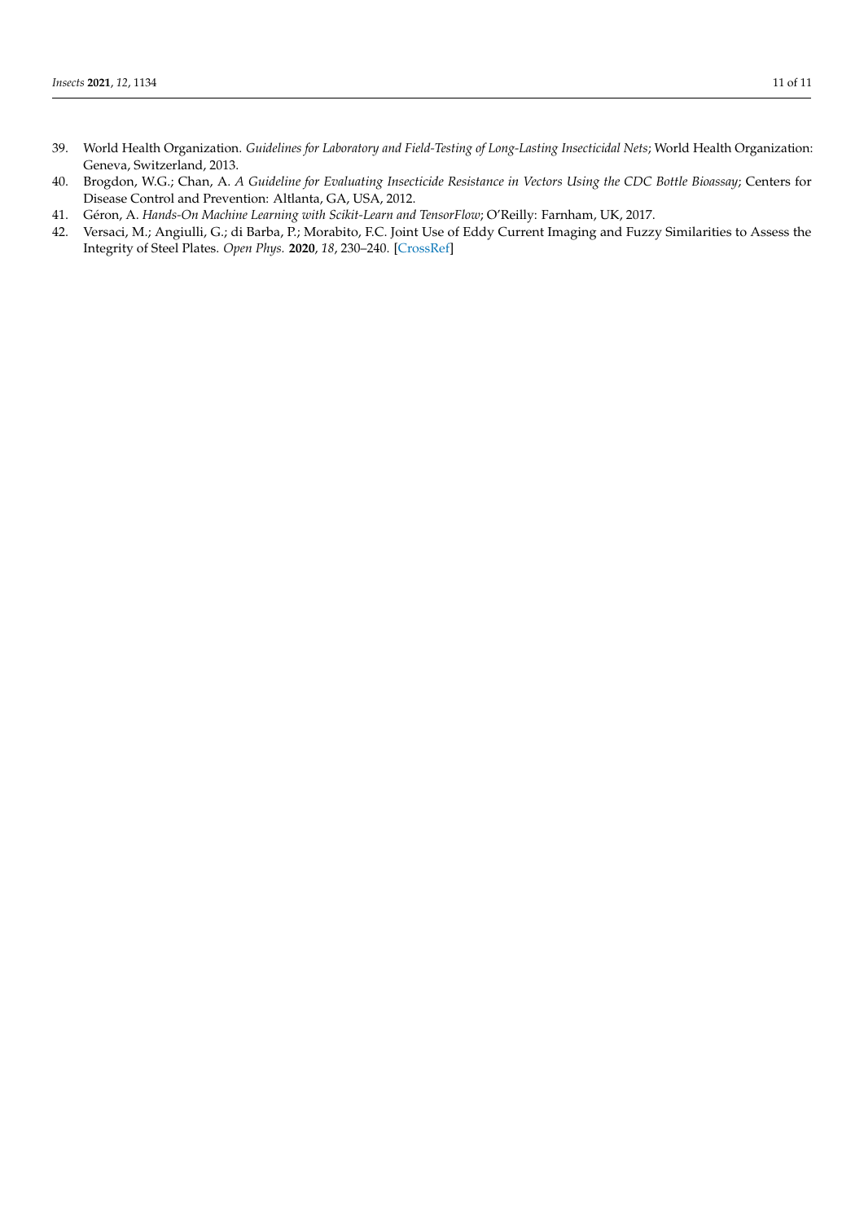39. World Health Organization. *Guidelines for Laboratory and Field-Testing of Long-Lasting Insecticidal Nets*; World Health Organization: Geneva, Switzerland, 2013.
40. Brogdon, W.G.; Chan, A. *A Guideline for Evaluating Insecticide Resistance in Vectors Using the CDC Bottle Bioassay*; Centers for Disease Control and Prevention: Altlanta, GA, USA, 2012.
41. Géron, A. *Hands-On Machine Learning with Scikit-Learn and TensorFlow*; O'Reilly: Farnham, UK, 2017.
42. Versaci, M.; Angiulli, G.; di Barba, P.; Morabito, F.C. Joint Use of Eddy Current Imaging and Fuzzy Similarities to Assess the Integrity of Steel Plates. *Open Phys.* **2020**, *18*, 230–240. [CrossRef]